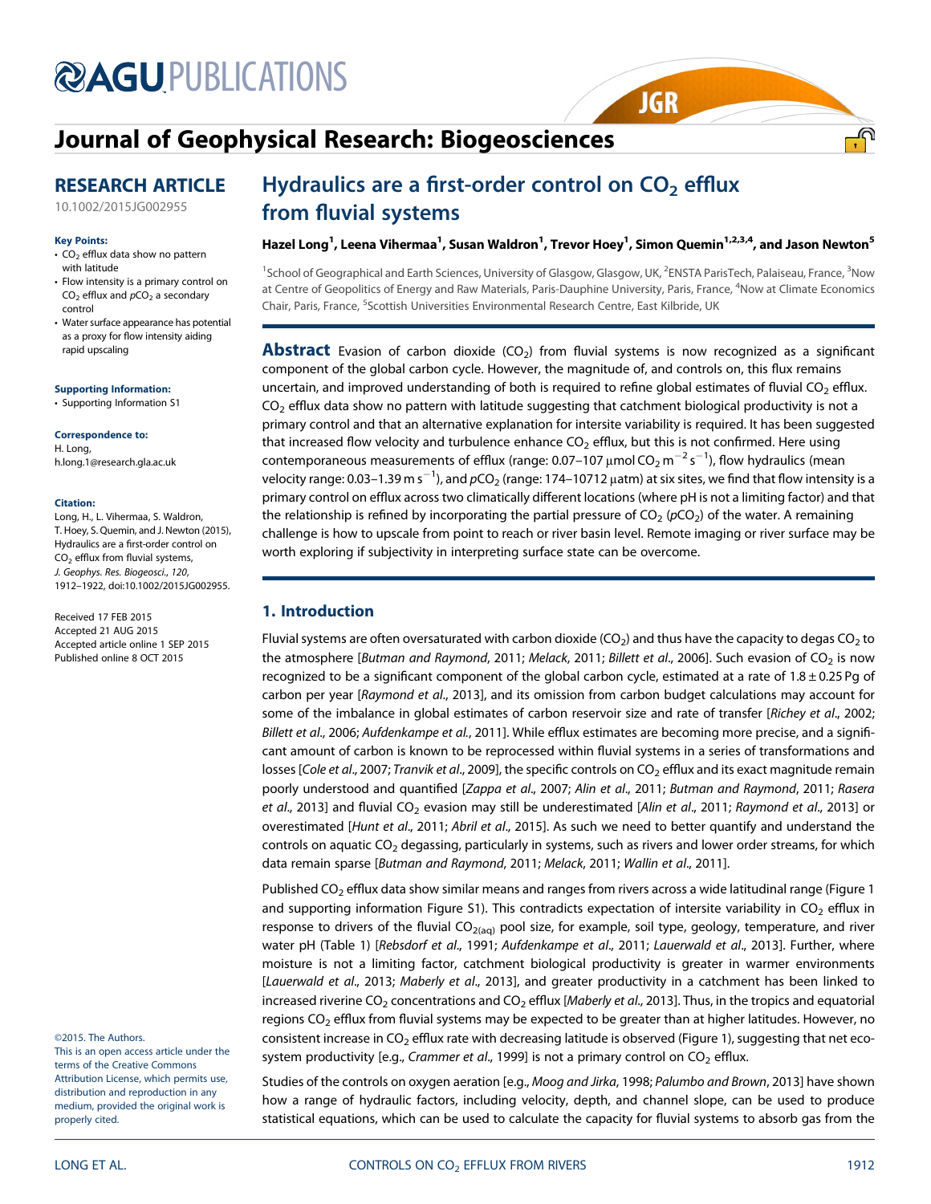# Hydraulics are a first-order control on $CO_2$ efflux from fluvial systems

**RESEARCH ARTICLE**

10.1002/2015JG002955

**Key Points:**

- $CO_2$ efflux data show no pattern with latitude
- Flow intensity is a primary control on $CO_2$ efflux and $pCO_2$ a secondary control
- Water surface appearance has potential as a proxy for flow intensity aiding rapid upscaling

**Supporting Information:**

- Supporting Information S1

**Correspondence to:**

H. Long,
h.long.1@research.gla.ac.uk

**Citation:**

Long, H., L. Vihermaa, S. Waldron, T. Hoey, S. Quemin, and J. Newton (2015), Hydraulics are a first-order control on $CO_2$ efflux from fluvial systems, *J. Geophys. Res. Biogeosci.*, *120*, 1912–1922, doi:10.1002/2015JG002955.

Received 17 FEB 2015
Accepted 21 AUG 2015
Accepted article online 1 SEP 2015
Published online 8 OCT 2015

©2015. The Authors.
This is an open access article under the terms of the Creative Commons Attribution License, which permits use, distribution and reproduction in any medium, provided the original work is properly cited.

**Hazel Long[1], Leena Vihermaa[1], Susan Waldron[1], Trevor Hoey[1], Simon Quemin[1,2,3,4], and Jason Newton[5]**

[1]School of Geographical and Earth Sciences, University of Glasgow, Glasgow, UK, [2]ENSTA ParisTech, Palaiseau, France, [3]Now at Centre of Geopolitics of Energy and Raw Materials, Paris-Dauphine University, Paris, France, [4]Now at Climate Economics Chair, Paris, France, [5]Scottish Universities Environmental Research Centre, East Kilbride, UK

**Abstract** Evasion of carbon dioxide ($CO_2$) from fluvial systems is now recognized as a significant component of the global carbon cycle. However, the magnitude of, and controls on, this flux remains uncertain, and improved understanding of both is required to refine global estimates of fluvial $CO_2$ efflux. $CO_2$ efflux data show no pattern with latitude suggesting that catchment biological productivity is not a primary control and that an alternative explanation for intersite variability is required. It has been suggested that increased flow velocity and turbulence enhance $CO_2$ efflux, but this is not confirmed. Here using contemporaneous measurements of efflux (range: 0.07–107 μmol $CO_2$ $m^{-2}$ $s^{-1}$), flow hydraulics (mean velocity range: 0.03–1.39 m $s^{-1}$), and $pCO_2$ (range: 174–10712 μatm) at six sites, we find that flow intensity is a primary control on efflux across two climatically different locations (where pH is not a limiting factor) and that the relationship is refined by incorporating the partial pressure of $CO_2$ ($pCO_2$) of the water. A remaining challenge is how to upscale from point to reach or river basin level. Remote imaging or river surface may be worth exploring if subjectivity in interpreting surface state can be overcome.

## 1. Introduction

Fluvial systems are often oversaturated with carbon dioxide ($CO_2$) and thus have the capacity to degas $CO_2$ to the atmosphere [*Butman and Raymond*, 2011; *Melack*, 2011; *Billett et al.*, 2006]. Such evasion of $CO_2$ is now recognized to be a significant component of the global carbon cycle, estimated at a rate of 1.8 ± 0.25 Pg of carbon per year [*Raymond et al.*, 2013], and its omission from carbon budget calculations may account for some of the imbalance in global estimates of carbon reservoir size and rate of transfer [*Richey et al.*, 2002; *Billett et al.*, 2006; *Aufdenkampe et al.*, 2011]. While efflux estimates are becoming more precise, and a significant amount of carbon is known to be reprocessed within fluvial systems in a series of transformations and losses [*Cole et al.*, 2007; *Tranvik et al.*, 2009], the specific controls on $CO_2$ efflux and its exact magnitude remain poorly understood and quantified [*Zappa et al.*, 2007; *Alin et al.*, 2011; *Butman and Raymond*, 2011; *Rasera et al.*, 2013] and fluvial $CO_2$ evasion may still be underestimated [*Alin et al.*, 2011; *Raymond et al.*, 2013] or overestimated [*Hunt et al.*, 2011; *Abril et al.*, 2015]. As such we need to better quantify and understand the controls on aquatic $CO_2$ degassing, particularly in systems, such as rivers and lower order streams, for which data remain sparse [*Butman and Raymond*, 2011; *Melack*, 2011; *Wallin et al.*, 2011].

Published $CO_2$ efflux data show similar means and ranges from rivers across a wide latitudinal range (Figure 1 and supporting information Figure S1). This contradicts expectation of intersite variability in $CO_2$ efflux in response to drivers of the fluvial $CO_{2(aq)}$ pool size, for example, soil type, geology, temperature, and river water pH (Table 1) [*Rebsdorf et al.*, 1991; *Aufdenkampe et al.*, 2011; *Lauerwald et al.*, 2013]. Further, where moisture is not a limiting factor, catchment biological productivity is greater in warmer environments [*Lauerwald et al.*, 2013; *Maberly et al.*, 2013], and greater productivity in a catchment has been linked to increased riverine $CO_2$ concentrations and $CO_2$ efflux [*Maberly et al.*, 2013]. Thus, in the tropics and equatorial regions $CO_2$ efflux from fluvial systems may be expected to be greater than at higher latitudes. However, no consistent increase in $CO_2$ efflux rate with decreasing latitude is observed (Figure 1), suggesting that net ecosystem productivity [e.g., *Crammer et al.*, 1999] is not a primary control on $CO_2$ efflux.

Studies of the controls on oxygen aeration [e.g., *Moog and Jirka*, 1998; *Palumbo and Brown*, 2013] have shown how a range of hydraulic factors, including velocity, depth, and channel slope, can be used to produce statistical equations, which can be used to calculate the capacity for fluvial systems to absorb gas from the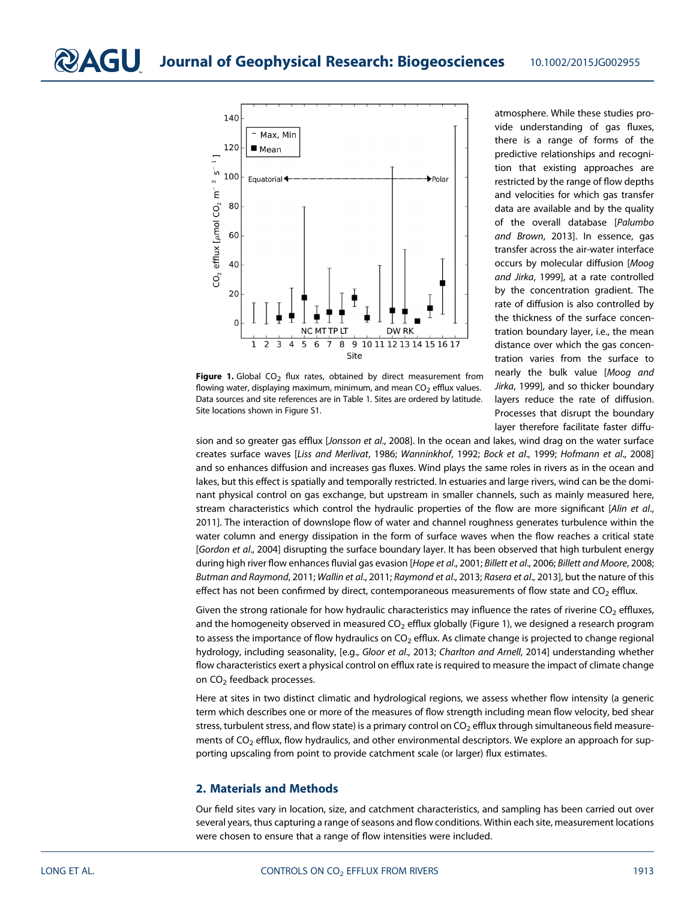**Figure 1.** Global $CO_2$ flux rates, obtained by direct measurement from flowing water, displaying maximum, minimum, and mean $CO_2$ efflux values. Data sources and site references are in Table 1. Sites are ordered by latitude. Site locations shown in Figure S1.

atmosphere. While these studies provide understanding of gas fluxes, there is a range of forms of the predictive relationships and recognition that existing approaches are restricted by the range of flow depths and velocities for which gas transfer data are available and by the quality of the overall database [*Palumbo and Brown*, 2013]. In essence, gas transfer across the air-water interface occurs by molecular diffusion [*Moog and Jirka*, 1999], at a rate controlled by the concentration gradient. The rate of diffusion is also controlled by the thickness of the surface concentration boundary layer, i.e., the mean distance over which the gas concentration varies from the surface to nearly the bulk value [*Moog and Jirka*, 1999], and so thicker boundary layers reduce the rate of diffusion. Processes that disrupt the boundary layer therefore facilitate faster diffusion and so greater gas efflux [*Jonsson et al.*, 2008]. In the ocean and lakes, wind drag on the water surface creates surface waves [*Liss and Merlivat*, 1986; *Wanninkhof*, 1992; *Bock et al.*, 1999; *Hofmann et al.*, 2008] and so enhances diffusion and increases gas fluxes. Wind plays the same roles in rivers as in the ocean and lakes, but this effect is spatially and temporally restricted. In estuaries and large rivers, wind can be the dominant physical control on gas exchange, but upstream in smaller channels, such as mainly measured here, stream characteristics which control the hydraulic properties of the flow are more significant [*Alin et al.*, 2011]. The interaction of downslope flow of water and channel roughness generates turbulence within the water column and energy dissipation in the form of surface waves when the flow reaches a critical state [*Gordon et al.*, 2004] disrupting the surface boundary layer. It has been observed that high turbulent energy during high river flow enhances fluvial gas evasion [*Hope et al.*, 2001; *Billett et al.*, 2006; *Billett and Moore*, 2008; *Butman and Raymond*, 2011; *Wallin et al.*, 2011; *Raymond et al.*, 2013; *Rasera et al.*, 2013], but the nature of this effect has not been confirmed by direct, contemporaneous measurements of flow state and $CO_2$ efflux.

Given the strong rationale for how hydraulic characteristics may influence the rates of riverine $CO_2$ effluxes, and the homogeneity observed in measured $CO_2$ efflux globally (Figure 1), we designed a research program to assess the importance of flow hydraulics on $CO_2$ efflux. As climate change is projected to change regional hydrology, including seasonality, [e.g., *Gloor et al.*, 2013; *Charlton and Arnell*, 2014] understanding whether flow characteristics exert a physical control on efflux rate is required to measure the impact of climate change on $CO_2$ feedback processes.

Here at sites in two distinct climatic and hydrological regions, we assess whether flow intensity (a generic term which describes one or more of the measures of flow strength including mean flow velocity, bed shear stress, turbulent stress, and flow state) is a primary control on $CO_2$ efflux through simultaneous field measurements of $CO_2$ efflux, flow hydraulics, and other environmental descriptors. We explore an approach for supporting upscaling from point to provide catchment scale (or larger) flux estimates.

## 2. Materials and Methods

Our field sites vary in location, size, and catchment characteristics, and sampling has been carried out over several years, thus capturing a range of seasons and flow conditions. Within each site, measurement locations were chosen to ensure that a range of flow intensities were included.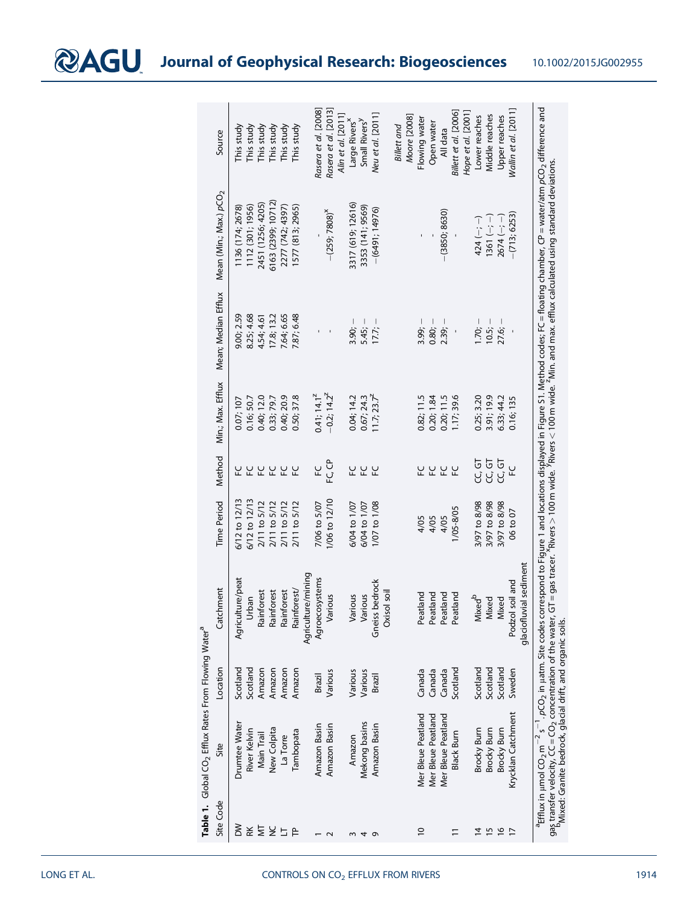**Table 1.** Global $CO_2$ Efflux Rates From Flowing Water[a]

| Site Code | Site | Location | Catchment | Time Period | Method | Min.; Max. Efflux | Mean; Median Efflux | Mean (Min.; Max.) $pCO_2$ | Source |
|---|---|---|---|---|---|---|---|---|---|
| DW | Drumtee Water | Scotland | Agriculture/peat | 6/12 to 12/13 | FC | 0.07; 107 | 9.00; 2.59 | 1136 (174; 2678) | This study |
| RK | River Kelvin | Scotland | Urban | 6/12 to 12/13 | FC | 0.16; 50.7 | 8.25; 4.68 | 1112 (301; 1956) | This study |
| MT | Main Trail | Amazon | Rainforest | 2/11 to 5/12 | FC | 0.40; 12.0 | 4.54; 4.61 | 2451 (1256; 4205) | This study |
| NC | New Colpita | Amazon | Rainforest | 2/11 to 5/12 | FC | 0.33; 79.7 | 17.8; 13.2 | 6163 (2399; 10712) | This study |
| LT | La Torre | Amazon | Rainforest | 2/11 to 5/12 | FC | 0.40; 20.9 | 7.64; 6.65 | 2277 (742; 4397) | This study |
| TP | Tambopata | Amazon | Rainforest/ Agriculture/mining | 2/11 to 5/12 | FC | 0.50; 37.8 | 7.87; 6.48 | 1577 (813; 2965) | This study |
| 1 | Amazon Basin | Brazil | Agroecosystems | 7/06 to 5/07 | FC | 0.41; 14.1[z] | - | - | *Rasera et al.* [2008] |
| 2 | Amazon Basin | Various | Various | 1/06 to 12/10 | FC, CP | −0.2; 14.2[z] | - | −(259; 7808)[x] | *Rasera et al.* [2013] |
| | | | | | | | | | *Alin et al.* [2011] |
| 3 | Amazon | Various | Various | 6/04 to 1/07 | FC | 0.04; 14.2 | 3.90; – | 3317 (619; 12616) | Large Rivers[x] |
| 4 | Mekong basins | Various | Various | 6/04 to 1/07 | FC | 0.67; 24.3 | 5.45; – | 3353 (141; 9569) | Small Rivers[y] |
| 9 | Amazon Basin | Brazil | Gneiss bedrock Oxisol soil | 1/07 to 1/08 | FC | 11.7; 23.7[z] | 17.7; – | −(6491; 14976) | *Neu et al.* [2011] |
| | | | | | | | | | *Billett and Moore* [2008] |
| 10 | Mer Bleue Peatland | Canada | Peatland | 4/05 | FC | 0.82; 11.5 | 3.99; – | - | Flowing water |
| | Mer Bleue Peatland | Canada | Peatland | 4/05 | FC | 0.20; 1.84 | 0.80; – | - | Open water |
| | Mer Bleue Peatland | Canada | Peatland | 4/05 | FC | 0.20; 11.5 | 2.39; – | −(3850; 8630) | All data |
| 11 | Black Burn | Scotland | Peatland | 1/05-8/05 | FC | 1.17; 39.6 | - | - | *Billett et al.* [2006] |
| | | | | | | | | | *Hope et al.* [2001] |
| 14 | Brocky Burn | Scotland | Mixed[b] | 3/97 to 8/98 | CC, GT | 0.25; 3.20 | 1.70; – | 424 (–; –) | Lower reaches |
| 15 | Brocky Burn | Scotland | Mixed | 3/97 to 8/98 | CC, GT | 3.91; 19.9 | 10.5; – | 1361 (–; –) | Middle reaches |
| 16 | Brocky Burn | Scotland | Mixed | 3/97 to 8/98 | CC, GT | 6.33; 44.2 | 27.6; – | 2674 (–; –) | Upper reaches |
| 17 | Krycklan Catchment | Sweden | Podzol soil and glaciofluvial sediment | 06 to 07 | FC | 0.16; 135 | - | −(713; 6253) | *Wallin et al.* [2011] |

[a]Efflux in μmol $CO_2$ $m^{-2}$ $s^{-1}$. $pCO_2$ in μatm. Site codes correspond to Figure 1 and locations displayed in Figure S1. Method codes; FC = floating chamber, CP = water/atm $pCO_2$ difference and gas transfer velocity, CC = $CO_2$ concentration of the water, GT = gas tracer. [x]Rivers > 100 m wide. [y]Rivers < 100 m wide. [z]Min. and max. efflux calculated using standard deviations.
[b]Mixed: Granite bedrock, glacial drift, and organic soils.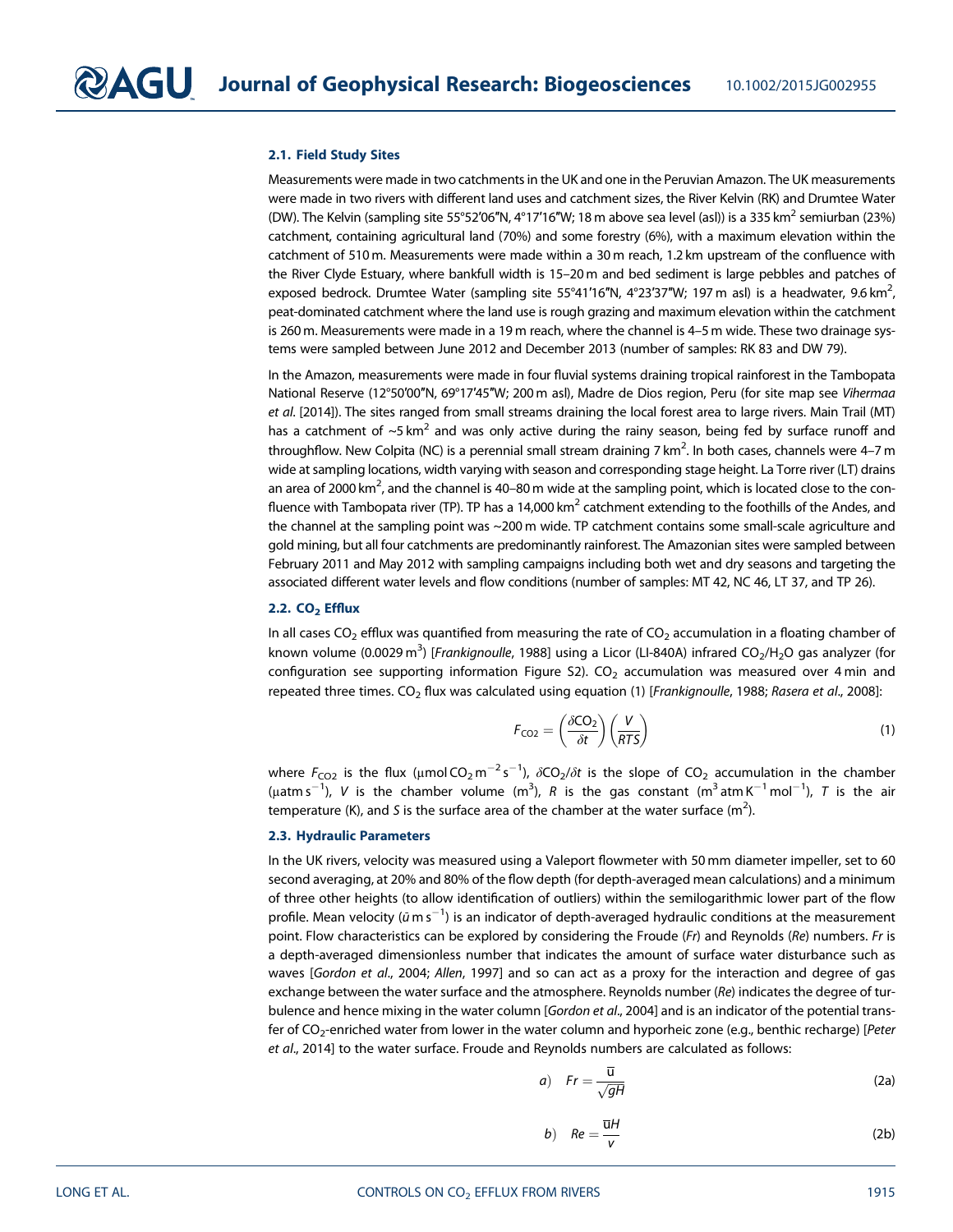### 2.1. Field Study Sites

Measurements were made in two catchments in the UK and one in the Peruvian Amazon. The UK measurements were made in two rivers with different land uses and catchment sizes, the River Kelvin (RK) and Drumtee Water (DW). The Kelvin (sampling site 55°52′06″N, 4°17′16″W; 18 m above sea level (asl)) is a 335 km$^2$ semiurban (23%) catchment, containing agricultural land (70%) and some forestry (6%), with a maximum elevation within the catchment of 510 m. Measurements were made within a 30 m reach, 1.2 km upstream of the confluence with the River Clyde Estuary, where bankfull width is 15–20 m and bed sediment is large pebbles and patches of exposed bedrock. Drumtee Water (sampling site 55°41′16″N, 4°23′37″W; 197 m asl) is a headwater, 9.6 km$^2$, peat-dominated catchment where the land use is rough grazing and maximum elevation within the catchment is 260 m. Measurements were made in a 19 m reach, where the channel is 4–5 m wide. These two drainage systems were sampled between June 2012 and December 2013 (number of samples: RK 83 and DW 79).

In the Amazon, measurements were made in four fluvial systems draining tropical rainforest in the Tambopata National Reserve (12°50′00″N, 69°17′45″W; 200 m asl), Madre de Dios region, Peru (for site map see *Vihermaa et al.* [2014]). The sites ranged from small streams draining the local forest area to large rivers. Main Trail (MT) has a catchment of ~5 km$^2$ and was only active during the rainy season, being fed by surface runoff and throughflow. New Colpita (NC) is a perennial small stream draining 7 km$^2$. In both cases, channels were 4–7 m wide at sampling locations, width varying with season and corresponding stage height. La Torre river (LT) drains an area of 2000 km$^2$, and the channel is 40–80 m wide at the sampling point, which is located close to the confluence with Tambopata river (TP). TP has a 14,000 km$^2$ catchment extending to the foothills of the Andes, and the channel at the sampling point was ~200 m wide. TP catchment contains some small-scale agriculture and gold mining, but all four catchments are predominantly rainforest. The Amazonian sites were sampled between February 2011 and May 2012 with sampling campaigns including both wet and dry seasons and targeting the associated different water levels and flow conditions (number of samples: MT 42, NC 46, LT 37, and TP 26).

### 2.2. $CO_2$ Efflux

In all cases $CO_2$ efflux was quantified from measuring the rate of $CO_2$ accumulation in a floating chamber of known volume (0.0029 m$^3$) [*Frankignoulle*, 1988] using a Licor (LI-840A) infrared $CO_2$/$H_2O$ gas analyzer (for configuration see supporting information Figure S2). $CO_2$ accumulation was measured over 4 min and repeated three times. $CO_2$ flux was calculated using equation (1) [*Frankignoulle*, 1988; *Rasera et al.*, 2008]:

$$F_{CO2} = \left(\frac{\delta CO_2}{\delta t}\right)\left(\frac{V}{RTS}\right) \tag{1}$$

where $F_{CO2}$ is the flux (μmol $CO_2$ m$^{-2}$ s$^{-1}$), $\delta CO_2/\delta t$ is the slope of $CO_2$ accumulation in the chamber (μatm s$^{-1}$), $V$ is the chamber volume (m$^3$), $R$ is the gas constant (m$^3$ atm K$^{-1}$ mol$^{-1}$), $T$ is the air temperature (K), and $S$ is the surface area of the chamber at the water surface (m$^2$).

### 2.3. Hydraulic Parameters

In the UK rivers, velocity was measured using a Valeport flowmeter with 50 mm diameter impeller, set to 60 second averaging, at 20% and 80% of the flow depth (for depth-averaged mean calculations) and a minimum of three other heights (to allow identification of outliers) within the semilogarithmic lower part of the flow profile. Mean velocity ($\bar{u}$ m s$^{-1}$) is an indicator of depth-averaged hydraulic conditions at the measurement point. Flow characteristics can be explored by considering the Froude ($Fr$) and Reynolds ($Re$) numbers. $Fr$ is a depth-averaged dimensionless number that indicates the amount of surface water disturbance such as waves [*Gordon et al.*, 2004; *Allen*, 1997] and so can act as a proxy for the interaction and degree of gas exchange between the water surface and the atmosphere. Reynolds number ($Re$) indicates the degree of turbulence and hence mixing in the water column [*Gordon et al.*, 2004] and is an indicator of the potential transfer of $CO_2$-enriched water from lower in the water column and hyporheic zone (e.g., benthic recharge) [*Peter et al.*, 2014] to the water surface. Froude and Reynolds numbers are calculated as follows:

$$a) \quad Fr = \frac{\bar{u}}{\sqrt{gH}} \tag{2a}$$

$$b) \quad Re = \frac{\bar{u}H}{v} \tag{2b}$$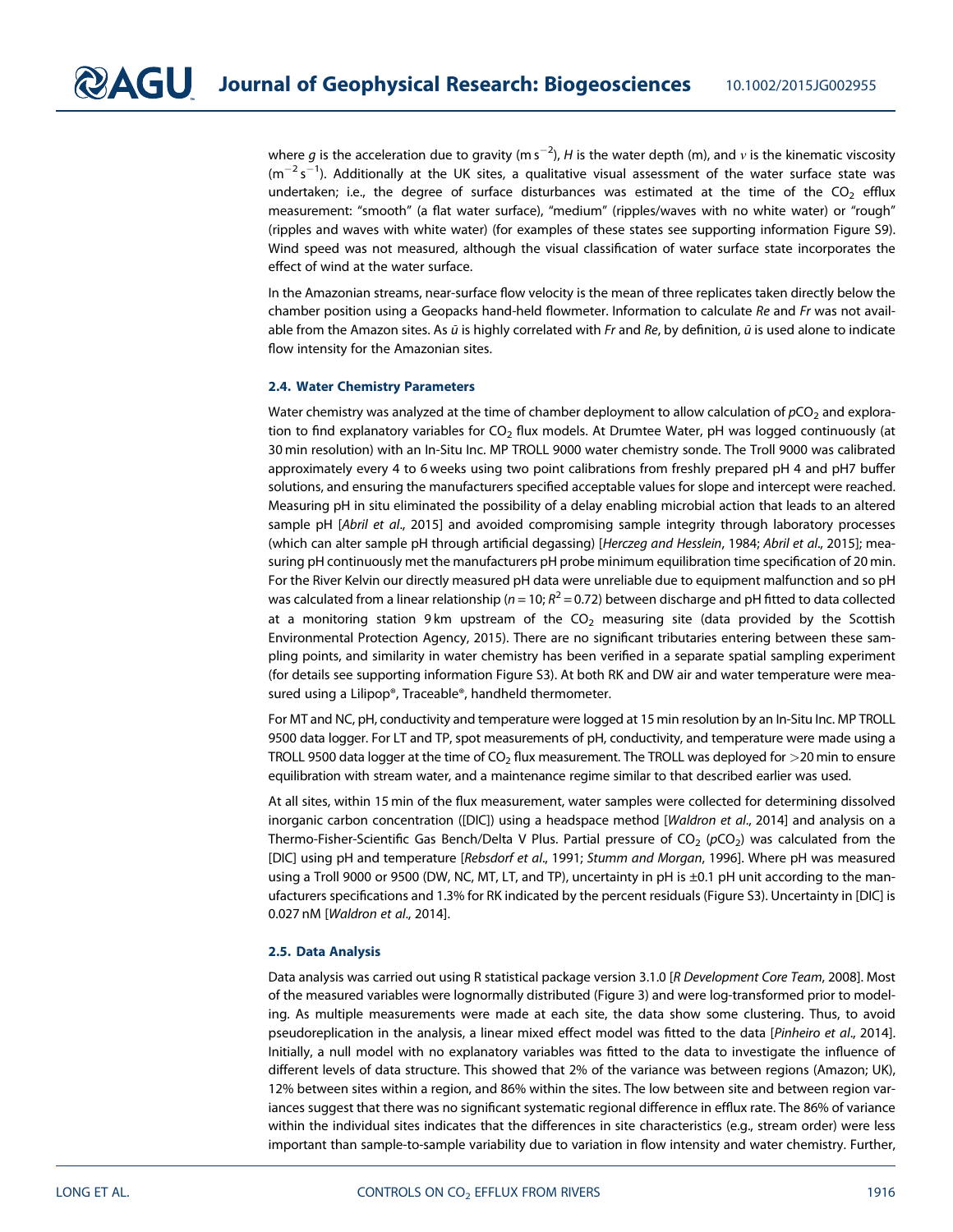where $g$ is the acceleration due to gravity (m s$^{-2}$), $H$ is the water depth (m), and $\nu$ is the kinematic viscosity (m$^{-2}$ s$^{-1}$). Additionally at the UK sites, a qualitative visual assessment of the water surface state was undertaken; i.e., the degree of surface disturbances was estimated at the time of the $CO_2$ efflux measurement: "smooth" (a flat water surface), "medium" (ripples/waves with no white water) or "rough" (ripples and waves with white water) (for examples of these states see supporting information Figure S9). Wind speed was not measured, although the visual classification of water surface state incorporates the effect of wind at the water surface.

In the Amazonian streams, near-surface flow velocity is the mean of three replicates taken directly below the chamber position using a Geopacks hand-held flowmeter. Information to calculate $Re$ and $Fr$ was not available from the Amazon sites. As $\bar{u}$ is highly correlated with $Fr$ and $Re$, by definition, $\bar{u}$ is used alone to indicate flow intensity for the Amazonian sites.

### 2.4. Water Chemistry Parameters

Water chemistry was analyzed at the time of chamber deployment to allow calculation of $pCO_2$ and exploration to find explanatory variables for $CO_2$ flux models. At Drumtee Water, pH was logged continuously (at 30 min resolution) with an In-Situ Inc. MP TROLL 9000 water chemistry sonde. The Troll 9000 was calibrated approximately every 4 to 6 weeks using two point calibrations from freshly prepared pH 4 and pH7 buffer solutions, and ensuring the manufacturers specified acceptable values for slope and intercept were reached. Measuring pH in situ eliminated the possibility of a delay enabling microbial action that leads to an altered sample pH [*Abril et al.*, 2015] and avoided compromising sample integrity through laboratory processes (which can alter sample pH through artificial degassing) [*Herczeg and Hesslein*, 1984; *Abril et al.*, 2015]; measuring pH continuously met the manufacturers pH probe minimum equilibration time specification of 20 min. For the River Kelvin our directly measured pH data were unreliable due to equipment malfunction and so pH was calculated from a linear relationship ($n = 10$; $R^2 = 0.72$) between discharge and pH fitted to data collected at a monitoring station 9 km upstream of the $CO_2$ measuring site (data provided by the Scottish Environmental Protection Agency, 2015). There are no significant tributaries entering between these sampling points, and similarity in water chemistry has been verified in a separate spatial sampling experiment (for details see supporting information Figure S3). At both RK and DW air and water temperature were measured using a Lilipop®, Traceable®, handheld thermometer.

For MT and NC, pH, conductivity and temperature were logged at 15 min resolution by an In-Situ Inc. MP TROLL 9500 data logger. For LT and TP, spot measurements of pH, conductivity, and temperature were made using a TROLL 9500 data logger at the time of $CO_2$ flux measurement. The TROLL was deployed for >20 min to ensure equilibration with stream water, and a maintenance regime similar to that described earlier was used.

At all sites, within 15 min of the flux measurement, water samples were collected for determining dissolved inorganic carbon concentration ([DIC]) using a headspace method [*Waldron et al.*, 2014] and analysis on a Thermo-Fisher-Scientific Gas Bench/Delta V Plus. Partial pressure of $CO_2$ ($pCO_2$) was calculated from the [DIC] using pH and temperature [*Rebsdorf et al.*, 1991; *Stumm and Morgan*, 1996]. Where pH was measured using a Troll 9000 or 9500 (DW, NC, MT, LT, and TP), uncertainty in pH is ±0.1 pH unit according to the manufacturers specifications and 1.3% for RK indicated by the percent residuals (Figure S3). Uncertainty in [DIC] is 0.027 nM [*Waldron et al.*, 2014].

### 2.5. Data Analysis

Data analysis was carried out using R statistical package version 3.1.0 [*R Development Core Team*, 2008]. Most of the measured variables were lognormally distributed (Figure 3) and were log-transformed prior to modeling. As multiple measurements were made at each site, the data show some clustering. Thus, to avoid pseudoreplication in the analysis, a linear mixed effect model was fitted to the data [*Pinheiro et al.*, 2014]. Initially, a null model with no explanatory variables was fitted to the data to investigate the influence of different levels of data structure. This showed that 2% of the variance was between regions (Amazon; UK), 12% between sites within a region, and 86% within the sites. The low between site and between region variances suggest that there was no significant systematic regional difference in efflux rate. The 86% of variance within the individual sites indicates that the differences in site characteristics (e.g., stream order) were less important than sample-to-sample variability due to variation in flow intensity and water chemistry. Further,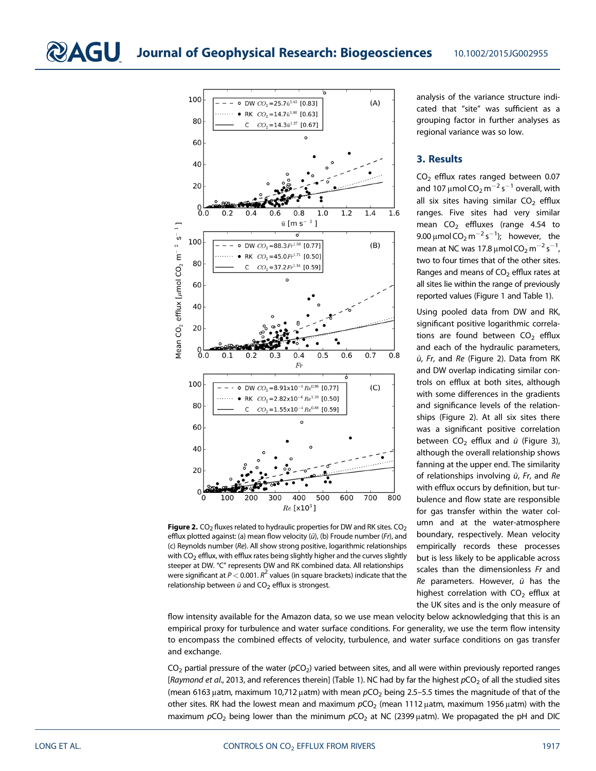Figure 2. $CO_2$ fluxes related to hydraulic properties for DW and RK sites. $CO_2$ efflux plotted against: (a) mean flow velocity ($\bar{u}$), (b) Froude number ($Fr$), and (c) Reynolds number ($Re$). All show strong positive, logarithmic relationships with $CO_2$ efflux, with efflux rates being slightly higher and the curves slightly steeper at DW. "C" represents DW and RK combined data. All relationships were significant at $P < 0.001$. $R^2$ values (in square brackets) indicate that the relationship between $\bar{u}$ and $CO_2$ efflux is strongest.

analysis of the variance structure indicated that "site" was sufficient as a grouping factor in further analyses as regional variance was so low.

## 3. Results

$CO_2$ efflux rates ranged between 0.07 and 107 μmol $CO_2$ $m^{-2}$ $s^{-1}$ overall, with all six sites having similar $CO_2$ efflux ranges. Five sites had very similar mean $CO_2$ effluxes (range 4.54 to 9.00 μmol $CO_2$ $m^{-2}$ $s^{-1}$); however, the mean at NC was 17.8 μmol $CO_2$ $m^{-2}$ $s^{-1}$, two to four times that of the other sites. Ranges and means of $CO_2$ efflux rates at all sites lie within the range of previously reported values (Figure 1 and Table 1).

Using pooled data from DW and RK, significant positive logarithmic correlations are found between $CO_2$ efflux and each of the hydraulic parameters, $\bar{u}$, $Fr$, and $Re$ (Figure 2). Data from RK and DW overlap indicating similar controls on efflux at both sites, although with some differences in the gradients and significance levels of the relationships (Figure 2). At all six sites there was a significant positive correlation between $CO_2$ efflux and $\bar{u}$ (Figure 3), although the overall relationship shows fanning at the upper end. The similarity of relationships involving $\bar{u}$, $Fr$, and $Re$ with efflux occurs by definition, but turbulence and flow state are responsible for gas transfer within the water column and at the water-atmosphere boundary, respectively. Mean velocity empirically records these processes but is less likely to be applicable across scales than the dimensionless $Fr$ and $Re$ parameters. However, $\bar{u}$ has the highest correlation with $CO_2$ efflux at the UK sites and is the only measure of flow intensity available for the Amazon data, so we use mean velocity below acknowledging that this is an empirical proxy for turbulence and water surface conditions. For generality, we use the term flow intensity to encompass the combined effects of velocity, turbulence, and water surface conditions on gas transfer and exchange.

$CO_2$ partial pressure of the water ($pCO_2$) varied between sites, and all were within previously reported ranges [*Raymond et al.*, 2013, and references therein] (Table 1). NC had by far the highest $pCO_2$ of all the studied sites (mean 6163 μatm, maximum 10,712 μatm) with mean $pCO_2$ being 2.5–5.5 times the magnitude of that of the other sites. RK had the lowest mean and maximum $pCO_2$ (mean 1112 μatm, maximum 1956 μatm) with the maximum $pCO_2$ being lower than the minimum $pCO_2$ at NC (2399 μatm). We propagated the pH and DIC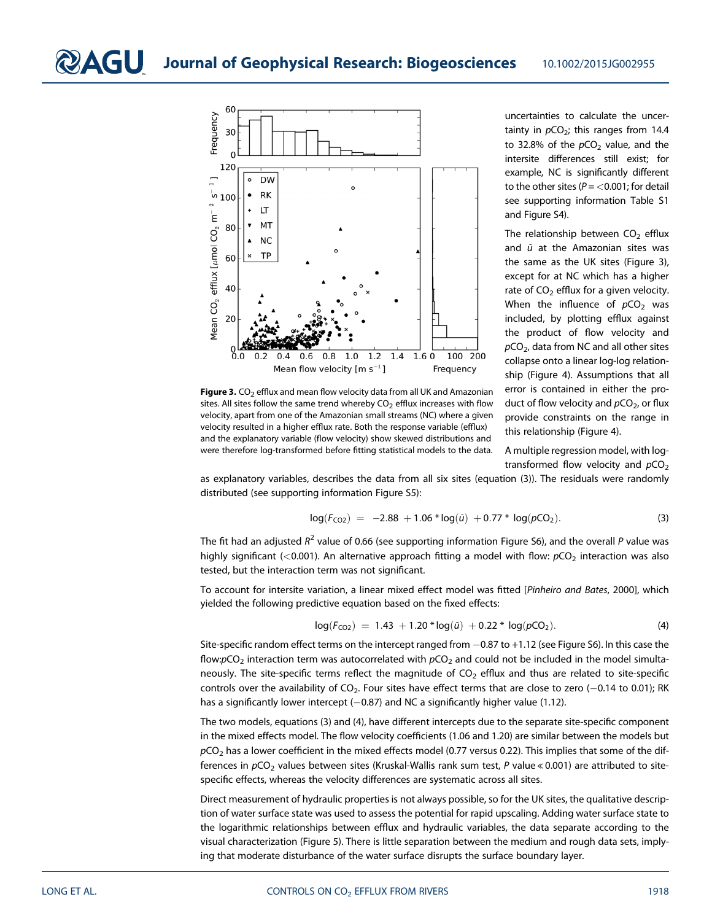Figure 3. $CO_2$ efflux and mean flow velocity data from all UK and Amazonian sites. All sites follow the same trend whereby $CO_2$ efflux increases with flow velocity, apart from one of the Amazonian small streams (NC) where a given velocity resulted in a higher efflux rate. Both the response variable (efflux) and the explanatory variable (flow velocity) show skewed distributions and were therefore log-transformed before fitting statistical models to the data.

uncertainties to calculate the uncertainty in $pCO_2$; this ranges from 14.4 to 32.8% of the $pCO_2$ value, and the intersite differences still exist; for example, NC is significantly different to the other sites ($P = <0.001$; for detail see supporting information Table S1 and Figure S4).

The relationship between $CO_2$ efflux and $\bar{u}$ at the Amazonian sites was the same as the UK sites (Figure 3), except for at NC which has a higher rate of $CO_2$ efflux for a given velocity. When the influence of $pCO_2$ was included, by plotting efflux against the product of flow velocity and $pCO_2$, data from NC and all other sites collapse onto a linear log-log relationship (Figure 4). Assumptions that all error is contained in either the product of flow velocity and $pCO_2$, or flux provide constraints on the range in this relationship (Figure 4).

A multiple regression model, with log-transformed flow velocity and $pCO_2$ as explanatory variables, describes the data from all six sites (equation (3)). The residuals were randomly distributed (see supporting information Figure S5):

$$\log(F_{CO2}) = -2.88 + 1.06 * \log(\bar{u}) + 0.77 * \log(pCO_2). \quad (3)$$

The fit had an adjusted $R^2$ value of 0.66 (see supporting information Figure S6), and the overall $P$ value was highly significant ($<0.001$). An alternative approach fitting a model with flow: $pCO_2$ interaction was also tested, but the interaction term was not significant.

To account for intersite variation, a linear mixed effect model was fitted [*Pinheiro and Bates*, 2000], which yielded the following predictive equation based on the fixed effects:

$$\log(F_{CO2}) = 1.43 + 1.20 * \log(\bar{u}) + 0.22 * \log(pCO_2). \quad (4)$$

Site-specific random effect terms on the intercept ranged from −0.87 to +1.12 (see Figure S6). In this case the flow:$pCO_2$ interaction term was autocorrelated with $pCO_2$ and could not be included in the model simultaneously. The site-specific terms reflect the magnitude of $CO_2$ efflux and thus are related to site-specific controls over the availability of $CO_2$. Four sites have effect terms that are close to zero (−0.14 to 0.01); RK has a significantly lower intercept (−0.87) and NC a significantly higher value (1.12).

The two models, equations (3) and (4), have different intercepts due to the separate site-specific component in the mixed effects model. The flow velocity coefficients (1.06 and 1.20) are similar between the models but $pCO_2$ has a lower coefficient in the mixed effects model (0.77 versus 0.22). This implies that some of the differences in $pCO_2$ values between sites (Kruskal-Wallis rank sum test, $P$ value $\ll 0.001$) are attributed to site-specific effects, whereas the velocity differences are systematic across all sites.

Direct measurement of hydraulic properties is not always possible, so for the UK sites, the qualitative description of water surface state was used to assess the potential for rapid upscaling. Adding water surface state to the logarithmic relationships between efflux and hydraulic variables, the data separate according to the visual characterization (Figure 5). There is little separation between the medium and rough data sets, implying that moderate disturbance of the water surface disrupts the surface boundary layer.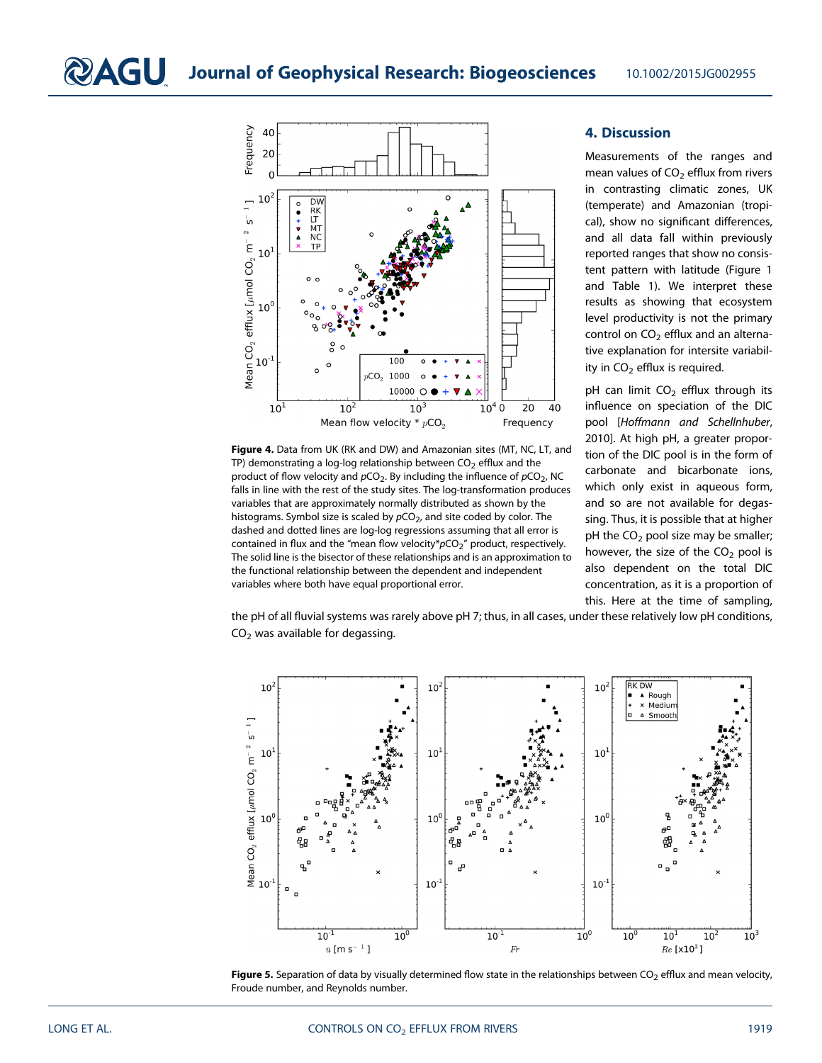Figure 4. Data from UK (RK and DW) and Amazonian sites (MT, NC, LT, and TP) demonstrating a log-log relationship between $CO_2$ efflux and the product of flow velocity and $pCO_2$. By including the influence of $pCO_2$, NC falls in line with the rest of the study sites. The log-transformation produces variables that are approximately normally distributed as shown by the histograms. Symbol size is scaled by $pCO_2$, and site coded by color. The dashed and dotted lines are log-log regressions assuming that all error is contained in flux and the "mean flow velocity*$pCO_2$" product, respectively. The solid line is the bisector of these relationships and is an approximation to the functional relationship between the dependent and independent variables where both have equal proportional error.

## 4. Discussion

Measurements of the ranges and mean values of $CO_2$ efflux from rivers in contrasting climatic zones, UK (temperate) and Amazonian (tropical), show no significant differences, and all data fall within previously reported ranges that show no consistent pattern with latitude (Figure 1 and Table 1). We interpret these results as showing that ecosystem level productivity is not the primary control on $CO_2$ efflux and an alternative explanation for intersite variability in $CO_2$ efflux is required.

pH can limit $CO_2$ efflux through its influence on speciation of the DIC pool [*Hoffmann and Schellnhuber*, 2010]. At high pH, a greater proportion of the DIC pool is in the form of carbonate and bicarbonate ions, which only exist in aqueous form, and so are not available for degassing. Thus, it is possible that at higher pH the $CO_2$ pool size may be smaller; however, the size of the $CO_2$ pool is also dependent on the total DIC concentration, as it is a proportion of this. Here at the time of sampling, the pH of all fluvial systems was rarely above pH 7; thus, in all cases, under these relatively low pH conditions, $CO_2$ was available for degassing.

Figure 5. Separation of data by visually determined flow state in the relationships between $CO_2$ efflux and mean velocity, Froude number, and Reynolds number.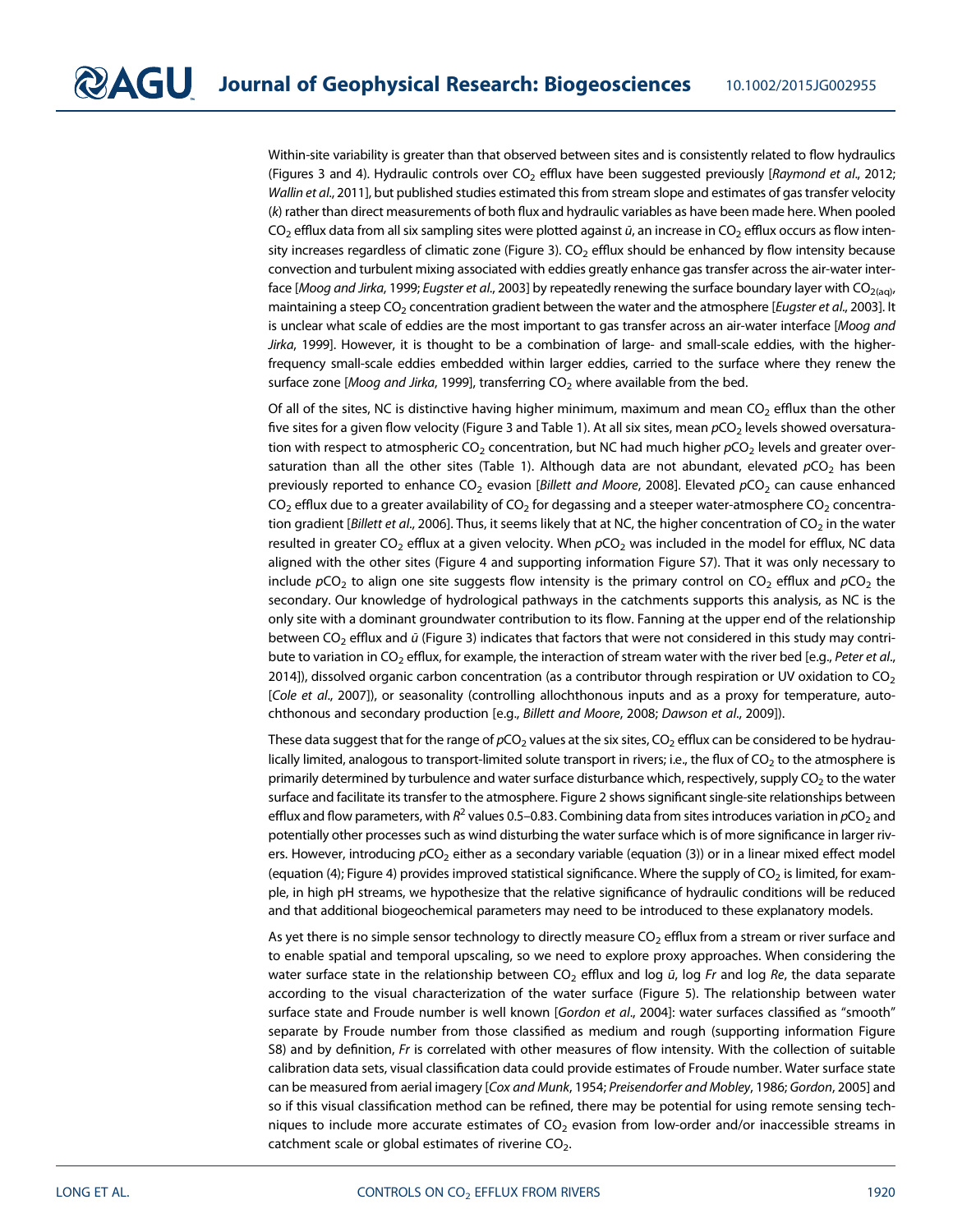Within-site variability is greater than that observed between sites and is consistently related to flow hydraulics (Figures 3 and 4). Hydraulic controls over $CO_2$ efflux have been suggested previously [*Raymond et al.*, 2012; *Wallin et al.*, 2011], but published studies estimated this from stream slope and estimates of gas transfer velocity ($k$) rather than direct measurements of both flux and hydraulic variables as have been made here. When pooled $CO_2$ efflux data from all six sampling sites were plotted against $\bar{u}$, an increase in $CO_2$ efflux occurs as flow intensity increases regardless of climatic zone (Figure 3). $CO_2$ efflux should be enhanced by flow intensity because convection and turbulent mixing associated with eddies greatly enhance gas transfer across the air-water interface [*Moog and Jirka*, 1999; *Eugster et al.*, 2003] by repeatedly renewing the surface boundary layer with $CO_{2(aq)}$, maintaining a steep $CO_2$ concentration gradient between the water and the atmosphere [*Eugster et al.*, 2003]. It is unclear what scale of eddies are the most important to gas transfer across an air-water interface [*Moog and Jirka*, 1999]. However, it is thought to be a combination of large- and small-scale eddies, with the higher-frequency small-scale eddies embedded within larger eddies, carried to the surface where they renew the surface zone [*Moog and Jirka*, 1999], transferring $CO_2$ where available from the bed.

Of all of the sites, NC is distinctive having higher minimum, maximum and mean $CO_2$ efflux than the other five sites for a given flow velocity (Figure 3 and Table 1). At all six sites, mean $pCO_2$ levels showed oversaturation with respect to atmospheric $CO_2$ concentration, but NC had much higher $pCO_2$ levels and greater oversaturation than all the other sites (Table 1). Although data are not abundant, elevated $pCO_2$ has been previously reported to enhance $CO_2$ evasion [*Billett and Moore*, 2008]. Elevated $pCO_2$ can cause enhanced $CO_2$ efflux due to a greater availability of $CO_2$ for degassing and a steeper water-atmosphere $CO_2$ concentration gradient [*Billett et al.*, 2006]. Thus, it seems likely that at NC, the higher concentration of $CO_2$ in the water resulted in greater $CO_2$ efflux at a given velocity. When $pCO_2$ was included in the model for efflux, NC data aligned with the other sites (Figure 4 and supporting information Figure S7). That it was only necessary to include $pCO_2$ to align one site suggests flow intensity is the primary control on $CO_2$ efflux and $pCO_2$ the secondary. Our knowledge of hydrological pathways in the catchments supports this analysis, as NC is the only site with a dominant groundwater contribution to its flow. Fanning at the upper end of the relationship between $CO_2$ efflux and $\bar{u}$ (Figure 3) indicates that factors that were not considered in this study may contribute to variation in $CO_2$ efflux, for example, the interaction of stream water with the river bed [e.g., *Peter et al.*, 2014]), dissolved organic carbon concentration (as a contributor through respiration or UV oxidation to $CO_2$ [*Cole et al.*, 2007]), or seasonality (controlling allochthonous inputs and as a proxy for temperature, autochthonous and secondary production [e.g., *Billett and Moore*, 2008; *Dawson et al.*, 2009]).

These data suggest that for the range of $pCO_2$ values at the six sites, $CO_2$ efflux can be considered to be hydraulically limited, analogous to transport-limited solute transport in rivers; i.e., the flux of $CO_2$ to the atmosphere is primarily determined by turbulence and water surface disturbance which, respectively, supply $CO_2$ to the water surface and facilitate its transfer to the atmosphere. Figure 2 shows significant single-site relationships between efflux and flow parameters, with $R^2$ values 0.5–0.83. Combining data from sites introduces variation in $pCO_2$ and potentially other processes such as wind disturbing the water surface which is of more significance in larger rivers. However, introducing $pCO_2$ either as a secondary variable (equation (3)) or in a linear mixed effect model (equation (4); Figure 4) provides improved statistical significance. Where the supply of $CO_2$ is limited, for example, in high pH streams, we hypothesize that the relative significance of hydraulic conditions will be reduced and that additional biogeochemical parameters may need to be introduced to these explanatory models.

As yet there is no simple sensor technology to directly measure $CO_2$ efflux from a stream or river surface and to enable spatial and temporal upscaling, so we need to explore proxy approaches. When considering the water surface state in the relationship between $CO_2$ efflux and log $\bar{u}$, log $Fr$ and log $Re$, the data separate according to the visual characterization of the water surface (Figure 5). The relationship between water surface state and Froude number is well known [*Gordon et al.*, 2004]: water surfaces classified as "smooth" separate by Froude number from those classified as medium and rough (supporting information Figure S8) and by definition, $Fr$ is correlated with other measures of flow intensity. With the collection of suitable calibration data sets, visual classification data could provide estimates of Froude number. Water surface state can be measured from aerial imagery [*Cox and Munk*, 1954; *Preisendorfer and Mobley*, 1986; *Gordon*, 2005] and so if this visual classification method can be refined, there may be potential for using remote sensing techniques to include more accurate estimates of $CO_2$ evasion from low-order and/or inaccessible streams in catchment scale or global estimates of riverine $CO_2$.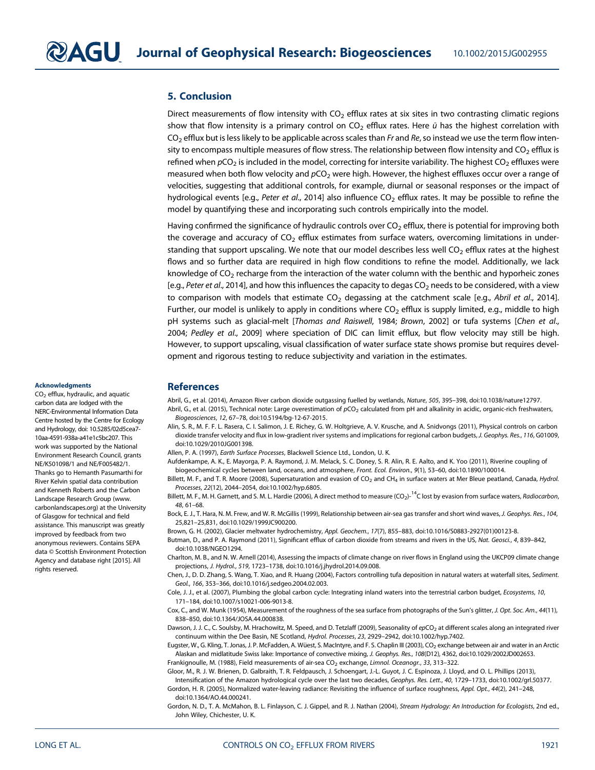## 5. Conclusion

Direct measurements of flow intensity with $CO_2$ efflux rates at six sites in two contrasting climatic regions show that flow intensity is a primary control on $CO_2$ efflux rates. Here $\bar{u}$ has the highest correlation with $CO_2$ efflux but is less likely to be applicable across scales than $Fr$ and $Re$, so instead we use the term flow intensity to encompass multiple measures of flow stress. The relationship between flow intensity and $CO_2$ efflux is refined when $pCO_2$ is included in the model, correcting for intersite variability. The highest $CO_2$ effluxes were measured when both flow velocity and $pCO_2$ were high. However, the highest effluxes occur over a range of velocities, suggesting that additional controls, for example, diurnal or seasonal responses or the impact of hydrological events [e.g., *Peter et al.*, 2014] also influence $CO_2$ efflux rates. It may be possible to refine the model by quantifying these and incorporating such controls empirically into the model.

Having confirmed the significance of hydraulic controls over $CO_2$ efflux, there is potential for improving both the coverage and accuracy of $CO_2$ efflux estimates from surface waters, overcoming limitations in understanding that support upscaling. We note that our model describes less well $CO_2$ efflux rates at the highest flows and so further data are required in high flow conditions to refine the model. Additionally, we lack knowledge of $CO_2$ recharge from the interaction of the water column with the benthic and hyporheic zones [e.g., *Peter et al.*, 2014], and how this influences the capacity to degas $CO_2$ needs to be considered, with a view to comparison with models that estimate $CO_2$ degassing at the catchment scale [e.g., *Abril et al.*, 2014]. Further, our model is unlikely to apply in conditions where $CO_2$ efflux is supply limited, e.g., middle to high pH systems such as glacial-melt [*Thomas and Raiswell*, 1984; *Brown*, 2002] or tufa systems [*Chen et al.*, 2004; *Pedley et al.*, 2009] where speciation of DIC can limit efflux, but flow velocity may still be high. However, to support upscaling, visual classification of water surface state shows promise but requires development and rigorous testing to reduce subjectivity and variation in the estimates.

#### Acknowledgments

$CO_2$ efflux, hydraulic, and aquatic carbon data are lodged with the NERC-Environmental Information Data Centre hosted by the Centre for Ecology and Hydrology, doi: 10.5285/02d5cea7-10aa-4591-938a-a41e1c5bc207. This work was supported by the National Environment Research Council, grants NE/K501098/1 and NE/F005482/1. Thanks go to Hemanth Pasumarthi for River Kelvin spatial data contribution and Kenneth Roberts and the Carbon Landscape Research Group (www.carbonlandscapes.org) at the University of Glasgow for technical and field assistance. This manuscript was greatly improved by feedback from two anonymous reviewers. Contains SEPA data © Scottish Environment Protection Agency and database right [2015]. All rights reserved.

## References

Abril, G., et al. (2014), Amazon River carbon dioxide outgassing fuelled by wetlands, *Nature*, *505*, 395–398, doi:10.1038/nature12797.

Abril, G., et al. (2015), Technical note: Large overestimation of $pCO_2$ calculated from pH and alkalinity in acidic, organic-rich freshwaters, *Biogeosciences*, *12*, 67–78, doi:10.5194/bg-12-67-2015.

Alin, S. R., M. F. F. L. Rasera, C. I. Salimon, J. E. Richey, G. W. Holtgrieve, A. V. Krusche, and A. Snidvongs (2011), Physical controls on carbon dioxide transfer velocity and flux in low-gradient river systems and implications for regional carbon budgets, *J. Geophys. Res.*, *116*, G01009, doi:10.1029/2010JG001398.

Allen, P. A. (1997), *Earth Surface Processes*, Blackwell Science Ltd., London, U. K.

Aufdenkampe, A. K., E. Mayorga, P. A. Raymond, J. M. Melack, S. C. Doney, S. R. Alin, R. E. Aalto, and K. Yoo (2011), Riverine coupling of biogeochemical cycles between land, oceans, and atmosphere, *Front. Ecol. Environ.*, *9*(1), 53–60, doi:10.1890/100014.

Billett, M. F., and T. R. Moore (2008), Supersaturation and evasion of $CO_2$ and $CH_4$ in surface waters at Mer Bleue peatland, Canada, *Hydrol. Processes*, *22*(12), 2044–2054, doi:10.1002/hyp.6805.

Billett, M. F., M. H. Garnett, and S. M. L. Hardie (2006), A direct method to measure $(CO_2)$-$^{14}C$ lost by evasion from surface waters, *Radiocarbon*, *48*, 61–68.

Bock, E. J., T. Hara, N. M. Frew, and W. R. McGillis (1999), Relationship between air-sea gas transfer and short wind waves, *J. Geophys. Res.*, *104*, 25,821–25,831, doi:10.1029/1999JC900200.

Brown, G. H. (2002), Glacier meltwater hydrochemistry, *Appl. Geochem.*, *17*(7), 855–883, doi:10.1016/S0883-2927(01)00123-8.

Butman, D., and P. A. Raymond (2011), Significant efflux of carbon dioxide from streams and rivers in the US, *Nat. Geosci.*, *4*, 839–842, doi:10.1038/NGEO1294.

Charlton, M. B., and N. W. Arnell (2014), Assessing the impacts of climate change on river flows in England using the UKCP09 climate change projections, *J. Hydrol.*, *519*, 1723–1738, doi:10.1016/j.jhydrol.2014.09.008.

Chen, J., D. D. Zhang, S. Wang, T. Xiao, and R. Huang (2004), Factors controlling tufa deposition in natural waters at waterfall sites, *Sediment. Geol.*, *166*, 353–366, doi:10.1016/j.sedgeo.2004.02.003.

Cole, J. J., et al. (2007), Plumbing the global carbon cycle: Integrating inland waters into the terrestrial carbon budget, *Ecosystems*, *10*, 171–184, doi:10.1007/s10021-006-9013-8.

Cox, C., and W. Munk (1954), Measurement of the roughness of the sea surface from photographs of the Sun's glitter, *J. Opt. Soc. Am.*, *44*(11), 838–850, doi:10.1364/JOSA.44.000838.

Dawson, J. J. C., C. Soulsby, M. Hrachowitz, M. Speed, and D. Tetzlaff (2009), Seasonality of $epCO_2$ at different scales along an integrated river continuum within the Dee Basin, NE Scotland, *Hydrol. Processes*, *23*, 2929–2942, doi:10.1002/hyp.7402.

Eugster, W., G. Kling, T. Jonas, J. P. McFadden, A. Wüest, S. MacIntyre, and F. S. Chaplin III (2003), $CO_2$ exchange between air and water in an Arctic Alaskan and midlatitude Swiss lake: Importance of convective mixing, *J. Geophys. Res.*, *108*(D12), 4362, doi:10.1029/2002JD002653.

Frankignoulle, M. (1988), Field measurements of air-sea $CO_2$ exchange, *Limnol. Oceanogr.*, *33*, 313–322.

Gloor, M., R. J. W. Brienen, D. Galbraith, T. R. Feldpausch, J. Schoengart, J.-L. Guyot, J. C. Espinoza, J. Lloyd, and O. L. Phillips (2013), Intensification of the Amazon hydrological cycle over the last two decades, *Geophys. Res. Lett.*, *40*, 1729–1733, doi:10.1002/grl.50377.

Gordon, H. R. (2005), Normalized water-leaving radiance: Revisiting the influence of surface roughness, *Appl. Opt.*, *44*(2), 241–248, doi:10.1364/AO.44.000241.

Gordon, N. D., T. A. McMahon, B. L. Finlayson, C. J. Gippel, and R. J. Nathan (2004), *Stream Hydrology: An Introduction for Ecologists*, 2nd ed., John Wiley, Chichester, U. K.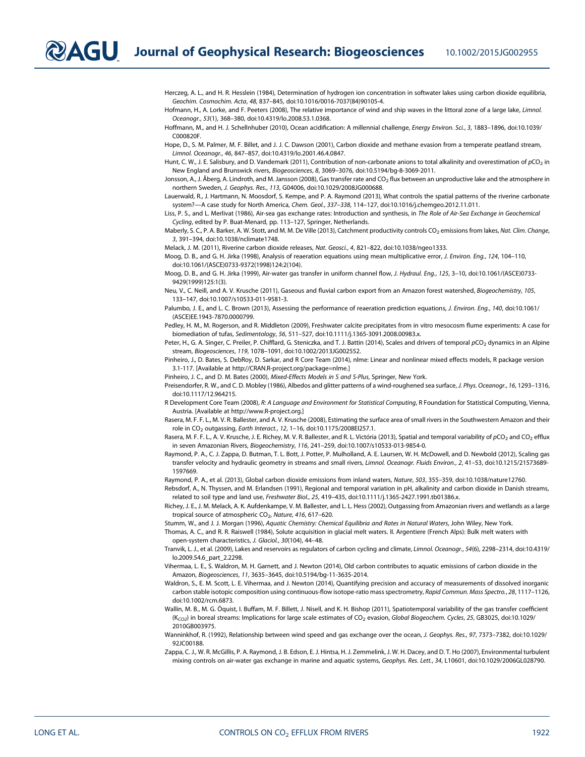Herczeg, A. L., and H. R. Hesslein (1984), Determination of hydrogen ion concentration in softwater lakes using carbon dioxide equilibria, *Geochim. Cosmochim. Acta*, *48*, 837–845, doi:10.1016/0016-7037(84)90105-4.

Hofmann, H., A. Lorke, and F. Peeters (2008), The relative importance of wind and ship waves in the littoral zone of a large lake, *Limnol. Oceanogr.*, *53*(1), 368–380, doi:10.4319/lo.2008.53.1.0368.

Hoffmann, M., and H. J. Schellnhuber (2010), Ocean acidification: A millennial challenge, *Energy Environ. Sci.*, *3*, 1883–1896, doi:10.1039/C000820F.

Hope, D., S. M. Palmer, M. F. Billet, and J. J. C. Dawson (2001), Carbon dioxide and methane evasion from a temperate peatland stream, *Limnol. Oceanogr.*, *46*, 847–857, doi:10.4319/lo.2001.46.4.0847.

Hunt, C. W., J. E. Salisbury, and D. Vandemark (2011), Contribution of non-carbonate anions to total alkalinity and overestimation of $pCO_2$ in New England and Brunswick rivers, *Biogeosciences*, *8*, 3069–3076, doi:10.5194/bg-8-3069-2011.

Jonsson, A., J. Åberg, A. Lindroth, and M. Jansson (2008), Gas transfer rate and $CO_2$ flux between an unproductive lake and the atmosphere in northern Sweden, *J. Geophys. Res.*, *113*, G04006, doi:10.1029/2008JG000688.

Lauerwald, R., J. Hartmann, N. Moosdorf, S. Kempe, and P. A. Raymond (2013), What controls the spatial patterns of the riverine carbonate system?—A case study for North America, *Chem. Geol.*, *337–338*, 114–127, doi:10.1016/j.chemgeo.2012.11.011.

Liss, P. S., and L. Merlivat (1986), Air-sea gas exchange rates: Introduction and synthesis, in *The Role of Air-Sea Exchange in Geochemical Cycling*, edited by P. Buat-Menard, pp. 113–127, Springer, Netherlands.

Maberly, S. C., P. A. Barker, A. W. Stott, and M. M. De Ville (2013), Catchment productivity controls $CO_2$ emissions from lakes, *Nat. Clim. Change*, *3*, 391–394, doi:10.1038/nclimate1748.

Melack, J. M. (2011), Riverine carbon dioxide releases, *Nat. Geosci.*, *4*, 821–822, doi:10.1038/ngeo1333.

Moog, D. B., and G. H. Jirka (1998), Analysis of reaeration equations using mean multiplicative error, *J. Environ. Eng.*, *124*, 104–110, doi:10.1061/(ASCE)0733-9372(1998)124:2(104).

Moog, D. B., and G. H. Jirka (1999), Air-water gas transfer in uniform channel flow, *J. Hydraul. Eng.*, *125*, 3–10, doi:10.1061/(ASCE)0733-9429(1999)125:1(3).

Neu, V., C. Neill, and A. V. Krusche (2011), Gaseous and fluvial carbon export from an Amazon forest watershed, *Biogeochemistry*, *105*, 133–147, doi:10.1007/s10533-011-9581-3.

Palumbo, J. E., and L. C. Brown (2013), Assessing the performance of reaeration prediction equations, *J. Environ. Eng.*, *140*, doi:10.1061/(ASCE)EE.1943-7870.0000799.

Pedley, H. M., M. Rogerson, and R. Middleton (2009), Freshwater calcite precipitates from in vitro mesocosm flume experiments: A case for biomediation of tufas, *Sedimentology*, *56*, 511–527, doi:10.1111/j.1365-3091.2008.00983.x.

Peter, H., G. A. Singer, C. Preiler, P. Chifflard, G. Steniczka, and T. J. Battin (2014), Scales and drivers of temporal $pCO_2$ dynamics in an Alpine stream, *Biogeosciences*, *119*, 1078–1091, doi:10.1002/2013JG002552.

Pinheiro, J., D. Bates, S. DebRoy, D. Sarkar, and R Core Team (2014), nlme: Linear and nonlinear mixed effects models, R package version 3.1-117. [Available at http://CRAN.R-project.org/package=nlme.]

Pinheiro, J. C., and D. M. Bates (2000), *Mixed-Effects Models in S and S-Plus*, Springer, New York.

Preisendorfer, R. W., and C. D. Mobley (1986), Albedos and glitter patterns of a wind-roughened sea surface, *J. Phys. Oceanogr.*, *16*, 1293–1316, doi:10.1117/12.964215.

R Development Core Team (2008), *R: A Language and Environment for Statistical Computing*, R Foundation for Statistical Computing, Vienna, Austria. [Available at http://www.R-project.org.]

Rasera, M. F. F. L., M. V. R. Ballester, and A. V. Krusche (2008), Estimating the surface area of small rivers in the Southwestern Amazon and their role in $CO_2$ outgassing, *Earth Interact.*, *12*, 1–16, doi:10.1175/2008EI257.1.

Rasera, M. F. F. L., A. V. Krusche, J. E. Richey, M. V. R. Ballester, and R. L. Victória (2013), Spatial and temporal variability of $pCO_2$ and $CO_2$ efflux in seven Amazonian Rivers, *Biogeochemistry*, *116*, 241–259, doi:10.1007/s10533-013-9854-0.

Raymond, P. A., C. J. Zappa, D. Butman, T. L. Bott, J. Potter, P. Mulholland, A. E. Laursen, W. H. McDowell, and D. Newbold (2012), Scaling gas transfer velocity and hydraulic geometry in streams and small rivers, *Limnol. Oceanogr. Fluids Environ.*, *2*, 41–53, doi:10.1215/21573689-1597669.

Raymond, P. A., et al. (2013), Global carbon dioxide emissions from inland waters, *Nature*, *503*, 355–359, doi:10.1038/nature12760.

Rebsdorf, A., N. Thyssen, and M. Erlandsen (1991), Regional and temporal variation in pH, alkalinity and carbon dioxide in Danish streams, related to soil type and land use, *Freshwater Biol.*, *25*, 419–435, doi:10.1111/j.1365-2427.1991.tb01386.x.

Richey, J. E., J. M. Melack, A. K. Aufdenkampe, V. M. Ballester, and L. L. Hess (2002), Outgassing from Amazonian rivers and wetlands as a large tropical source of atmospheric $CO_2$, *Nature*, *416*, 617–620.

Stumm, W., and J. J. Morgan (1996), *Aquatic Chemistry: Chemical Equilibria and Rates in Natural Waters*, John Wiley, New York.

Thomas, A. C., and R. R. Raiswell (1984), Solute acquisition in glacial melt waters. II. Argentiere (French Alps): Bulk melt waters with open-system characteristics, *J. Glaciol.*, *30*(104), 44–48.

Tranvik, L. J., et al. (2009), Lakes and reservoirs as regulators of carbon cycling and climate, *Limnol. Oceanogr.*, *54*(6), 2298–2314, doi:10.4319/lo.2009.54.6_part_2.2298.

Vihermaa, L. E., S. Waldron, M. H. Garnett, and J. Newton (2014), Old carbon contributes to aquatic emissions of carbon dioxide in the Amazon, *Biogeosciences*, *11*, 3635–3645, doi:10.5194/bg-11-3635-2014.

Waldron, S., E. M. Scott, L. E. Vihermaa, and J. Newton (2014), Quantifying precision and accuracy of measurements of dissolved inorganic carbon stable isotopic composition using continuous-flow isotope-ratio mass spectrometry, *Rapid Commun. Mass Spectro.*, *28*, 1117–1126, doi:10.1002/rcm.6873.

Wallin, M. B., M. G. Öquist, I. Buffam, M. F. Billett, J. Nisell, and K. H. Bishop (2011), Spatiotemporal variability of the gas transfer coefficient ($K_{CO2}$) in boreal streams: Implications for large scale estimates of $CO_2$ evasion, *Global Biogeochem. Cycles*, *25*, GB3025, doi:10.1029/2010GB003975.

Wanninkhof, R. (1992), Relationship between wind speed and gas exchange over the ocean, *J. Geophys. Res.*, *97*, 7373–7382, doi:10.1029/92JC00188.

Zappa, C. J., W. R. McGillis, P. A. Raymond, J. B. Edson, E. J. Hintsa, H. J. Zemmelink, J. W. H. Dacey, and D. T. Ho (2007), Environmental turbulent mixing controls on air-water gas exchange in marine and aquatic systems, *Geophys. Res. Lett.*, *34*, L10601, doi:10.1029/2006GL028790.